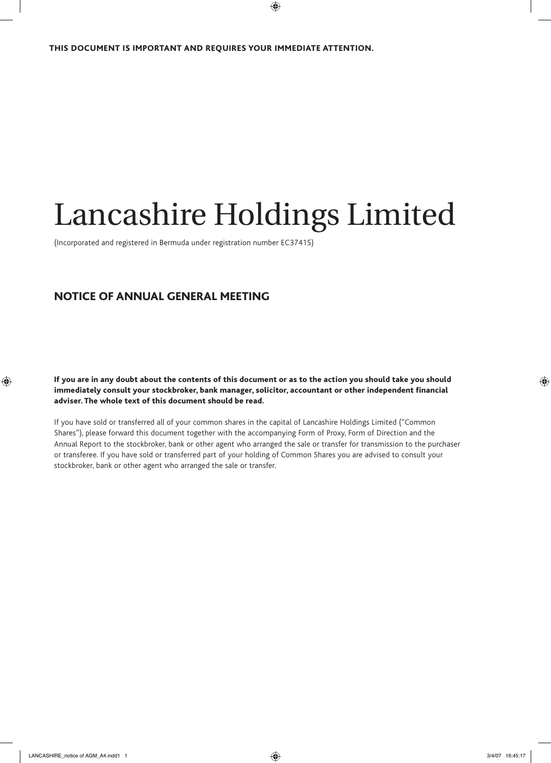**THIS DOCUMENT IS IMPORTANT AND REQUIRES YOUR IMMEDIATE ATTENTION.**

# Lancashire Holdings Limited

(Incorporated and registered in Bermuda under registration number EC37415)

## NOTICE OF ANNUAL GENERAL MEETING

**If you are in any doubt about the contents of this document or as to the action you should take you should immediately consult your stockbroker, bank manager, solicitor, accountant or other independent financial adviser. The whole text of this document should be read.**

If you have sold or transferred all of your common shares in the capital of Lancashire Holdings Limited ("Common Shares"), please forward this document together with the accompanying Form of Proxy, Form of Direction and the Annual Report to the stockbroker, bank or other agent who arranged the sale or transfer for transmission to the purchaser or transferee. If you have sold or transferred part of your holding of Common Shares you are advised to consult your stockbroker, bank or other agent who arranged the sale or transfer.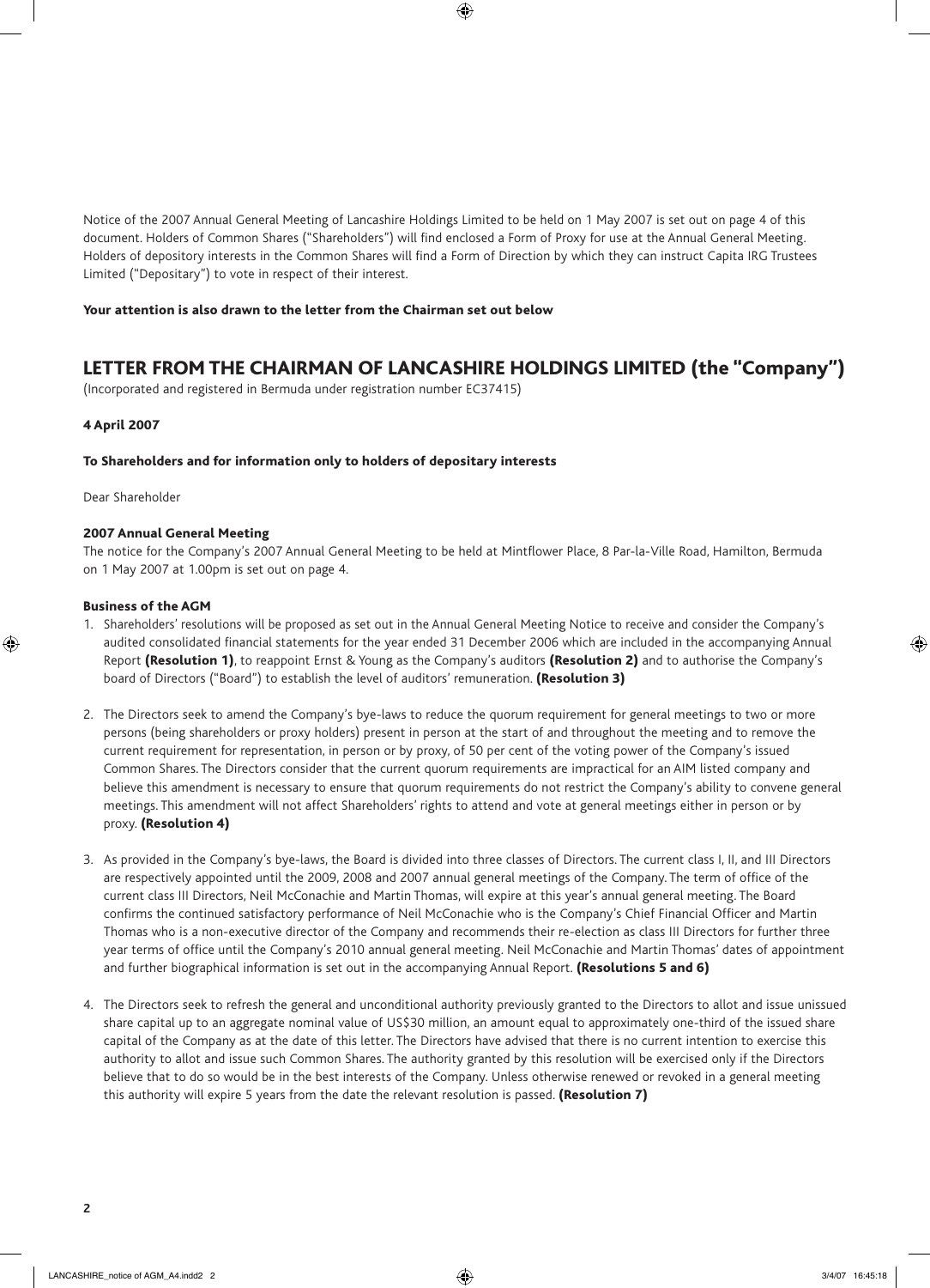Notice of the 2007 Annual General Meeting of Lancashire Holdings Limited to be held on 1 May 2007 is set out on page 4 of this document. Holders of Common Shares ("Shareholders") will find enclosed a Form of Proxy for use at the Annual General Meeting. Holders of depository interests in the Common Shares will find a Form of Direction by which they can instruct Capita IRG Trustees Limited ("Depositary") to vote in respect of their interest.

**Your attention is also drawn to the letter from the Chairman set out below**

# LETTER FROM THE CHAIRMAN OF LANCASHIRE HOLDINGS LIMITED (the "Company")

(Incorporated and registered in Bermuda under registration number EC37415)

**4 April 2007**

**To Shareholders and for information only to holders of depositary interests**

Dear Shareholder

**2007 Annual General Meeting**

The notice for the Company's 2007 Annual General Meeting to be held at Mintflower Place, 8 Par-la-Ville Road, Hamilton, Bermuda on 1 May 2007 at 1.00pm is set out on page 4.

**Business of the AGM**

1. Shareholders' resolutions will be proposed as set out in the Annual General Meeting Notice to receive and consider the Company's audited consolidated financial statements for the year ended 31 December 2006 which are included in the accompanying Annual Report **(Resolution 1)**, to reappoint Ernst & Young as the Company's auditors **(Resolution 2)** and to authorise the Company's board of Directors ("Board") to establish the level of auditors' remuneration. **(Resolution 3)**

2. The Directors seek to amend the Company's bye-laws to reduce the quorum requirement for general meetings to two or more persons (being shareholders or proxy holders) present in person at the start of and throughout the meeting and to remove the current requirement for representation, in person or by proxy, of 50 per cent of the voting power of the Company's issued Common Shares. The Directors consider that the current quorum requirements are impractical for an AIM listed company and believe this amendment is necessary to ensure that quorum requirements do not restrict the Company's ability to convene general meetings. This amendment will not affect Shareholders' rights to attend and vote at general meetings either in person or by proxy. **(Resolution 4)**

3. As provided in the Company's bye-laws, the Board is divided into three classes of Directors. The current class I, II, and III Directors are respectively appointed until the 2009, 2008 and 2007 annual general meetings of the Company. The term of office of the current class III Directors, Neil McConachie and Martin Thomas, will expire at this year's annual general meeting. The Board confirms the continued satisfactory performance of Neil McConachie who is the Company's Chief Financial Officer and Martin Thomas who is a non-executive director of the Company and recommends their re-election as class III Directors for further three year terms of office until the Company's 2010 annual general meeting. Neil McConachie and Martin Thomas' dates of appointment and further biographical information is set out in the accompanying Annual Report. **(Resolutions 5 and 6)**

4. The Directors seek to refresh the general and unconditional authority previously granted to the Directors to allot and issue unissued share capital up to an aggregate nominal value of US$30 million, an amount equal to approximately one-third of the issued share capital of the Company as at the date of this letter. The Directors have advised that there is no current intention to exercise this authority to allot and issue such Common Shares. The authority granted by this resolution will be exercised only if the Directors believe that to do so would be in the best interests of the Company. Unless otherwise renewed or revoked in a general meeting this authority will expire 5 years from the date the relevant resolution is passed. **(Resolution 7)**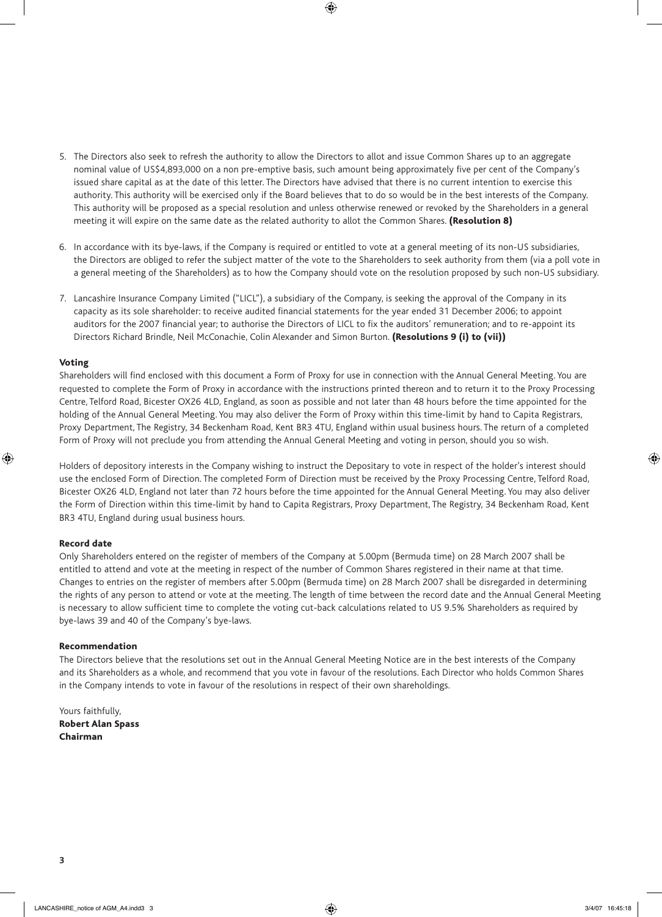5. The Directors also seek to refresh the authority to allow the Directors to allot and issue Common Shares up to an aggregate nominal value of US$4,893,000 on a non pre-emptive basis, such amount being approximately five per cent of the Company's issued share capital as at the date of this letter. The Directors have advised that there is no current intention to exercise this authority. This authority will be exercised only if the Board believes that to do so would be in the best interests of the Company. This authority will be proposed as a special resolution and unless otherwise renewed or revoked by the Shareholders in a general meeting it will expire on the same date as the related authority to allot the Common Shares. **(Resolution 8)**

6. In accordance with its bye-laws, if the Company is required or entitled to vote at a general meeting of its non-US subsidiaries, the Directors are obliged to refer the subject matter of the vote to the Shareholders to seek authority from them (via a poll vote in a general meeting of the Shareholders) as to how the Company should vote on the resolution proposed by such non-US subsidiary.

7. Lancashire Insurance Company Limited ("LICL"), a subsidiary of the Company, is seeking the approval of the Company in its capacity as its sole shareholder: to receive audited financial statements for the year ended 31 December 2006; to appoint auditors for the 2007 financial year; to authorise the Directors of LICL to fix the auditors' remuneration; and to re-appoint its Directors Richard Brindle, Neil McConachie, Colin Alexander and Simon Burton. **(Resolutions 9 (i) to (vii))**

### Voting

Shareholders will find enclosed with this document a Form of Proxy for use in connection with the Annual General Meeting. You are requested to complete the Form of Proxy in accordance with the instructions printed thereon and to return it to the Proxy Processing Centre, Telford Road, Bicester OX26 4LD, England, as soon as possible and not later than 48 hours before the time appointed for the holding of the Annual General Meeting. You may also deliver the Form of Proxy within this time-limit by hand to Capita Registrars, Proxy Department, The Registry, 34 Beckenham Road, Kent BR3 4TU, England within usual business hours. The return of a completed Form of Proxy will not preclude you from attending the Annual General Meeting and voting in person, should you so wish.

Holders of depository interests in the Company wishing to instruct the Depositary to vote in respect of the holder's interest should use the enclosed Form of Direction. The completed Form of Direction must be received by the Proxy Processing Centre, Telford Road, Bicester OX26 4LD, England not later than 72 hours before the time appointed for the Annual General Meeting. You may also deliver the Form of Direction within this time-limit by hand to Capita Registrars, Proxy Department, The Registry, 34 Beckenham Road, Kent BR3 4TU, England during usual business hours.

### Record date

Only Shareholders entered on the register of members of the Company at 5.00pm (Bermuda time) on 28 March 2007 shall be entitled to attend and vote at the meeting in respect of the number of Common Shares registered in their name at that time. Changes to entries on the register of members after 5.00pm (Bermuda time) on 28 March 2007 shall be disregarded in determining the rights of any person to attend or vote at the meeting. The length of time between the record date and the Annual General Meeting is necessary to allow sufficient time to complete the voting cut-back calculations related to US 9.5% Shareholders as required by bye-laws 39 and 40 of the Company's bye-laws.

### Recommendation

The Directors believe that the resolutions set out in the Annual General Meeting Notice are in the best interests of the Company and its Shareholders as a whole, and recommend that you vote in favour of the resolutions. Each Director who holds Common Shares in the Company intends to vote in favour of the resolutions in respect of their own shareholdings.

Yours faithfully,
**Robert Alan Spass**
**Chairman**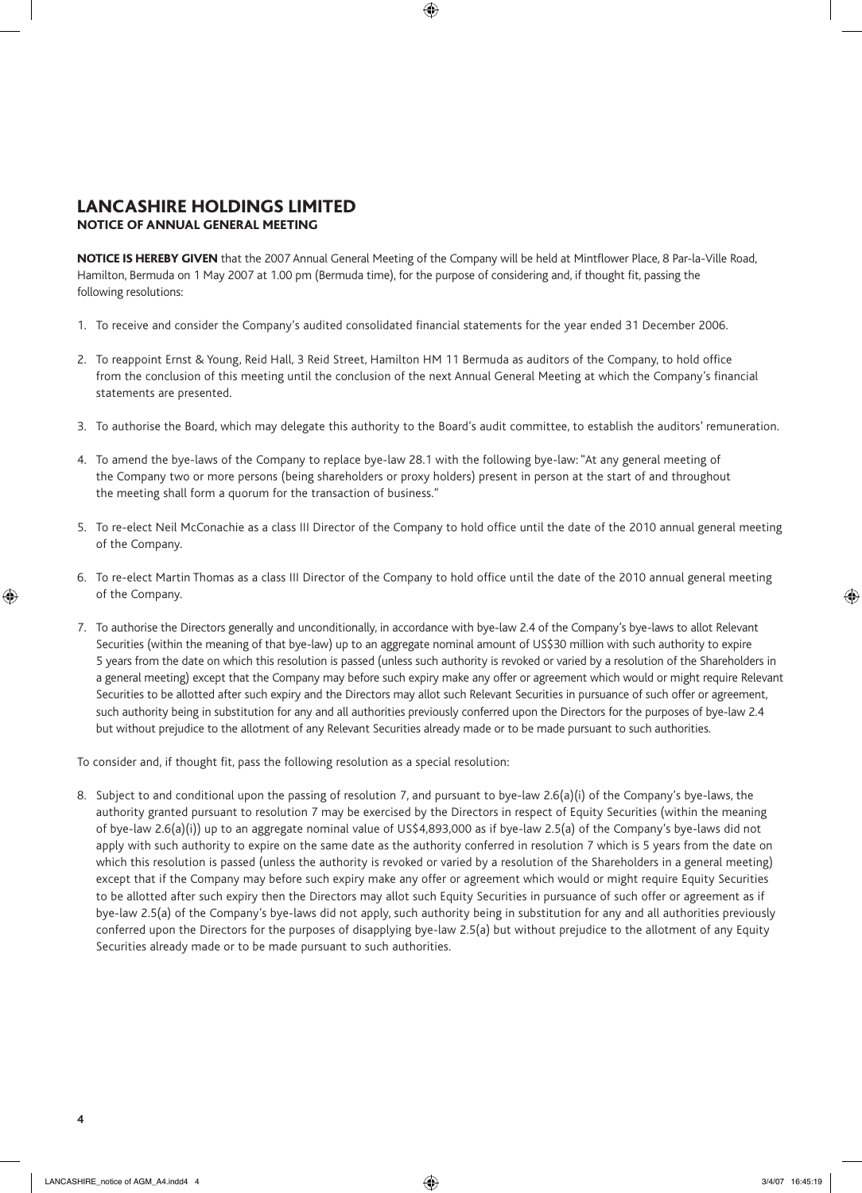# LANCASHIRE HOLDINGS LIMITED

## NOTICE OF ANNUAL GENERAL MEETING

**NOTICE IS HEREBY GIVEN** that the 2007 Annual General Meeting of the Company will be held at Mintflower Place, 8 Par-la-Ville Road, Hamilton, Bermuda on 1 May 2007 at 1.00 pm (Bermuda time), for the purpose of considering and, if thought fit, passing the following resolutions:

1. To receive and consider the Company's audited consolidated financial statements for the year ended 31 December 2006.

2. To reappoint Ernst & Young, Reid Hall, 3 Reid Street, Hamilton HM 11 Bermuda as auditors of the Company, to hold office from the conclusion of this meeting until the conclusion of the next Annual General Meeting at which the Company's financial statements are presented.

3. To authorise the Board, which may delegate this authority to the Board's audit committee, to establish the auditors' remuneration.

4. To amend the bye-laws of the Company to replace bye-law 28.1 with the following bye-law: "At any general meeting of the Company two or more persons (being shareholders or proxy holders) present in person at the start of and throughout the meeting shall form a quorum for the transaction of business."

5. To re-elect Neil McConachie as a class III Director of the Company to hold office until the date of the 2010 annual general meeting of the Company.

6. To re-elect Martin Thomas as a class III Director of the Company to hold office until the date of the 2010 annual general meeting of the Company.

7. To authorise the Directors generally and unconditionally, in accordance with bye-law 2.4 of the Company's bye-laws to allot Relevant Securities (within the meaning of that bye-law) up to an aggregate nominal amount of US$30 million with such authority to expire 5 years from the date on which this resolution is passed (unless such authority is revoked or varied by a resolution of the Shareholders in a general meeting) except that the Company may before such expiry make any offer or agreement which would or might require Relevant Securities to be allotted after such expiry and the Directors may allot such Relevant Securities in pursuance of such offer or agreement, such authority being in substitution for any and all authorities previously conferred upon the Directors for the purposes of bye-law 2.4 but without prejudice to the allotment of any Relevant Securities already made or to be made pursuant to such authorities.

To consider and, if thought fit, pass the following resolution as a special resolution:

8. Subject to and conditional upon the passing of resolution 7, and pursuant to bye-law 2.6(a)(i) of the Company's bye-laws, the authority granted pursuant to resolution 7 may be exercised by the Directors in respect of Equity Securities (within the meaning of bye-law 2.6(a)(i)) up to an aggregate nominal value of US$4,893,000 as if bye-law 2.5(a) of the Company's bye-laws did not apply with such authority to expire on the same date as the authority conferred in resolution 7 which is 5 years from the date on which this resolution is passed (unless the authority is revoked or varied by a resolution of the Shareholders in a general meeting) except that if the Company may before such expiry make any offer or agreement which would or might require Equity Securities to be allotted after such expiry then the Directors may allot such Equity Securities in pursuance of such offer or agreement as if bye-law 2.5(a) of the Company's bye-laws did not apply, such authority being in substitution for any and all authorities previously conferred upon the Directors for the purposes of disapplying bye-law 2.5(a) but without prejudice to the allotment of any Equity Securities already made or to be made pursuant to such authorities.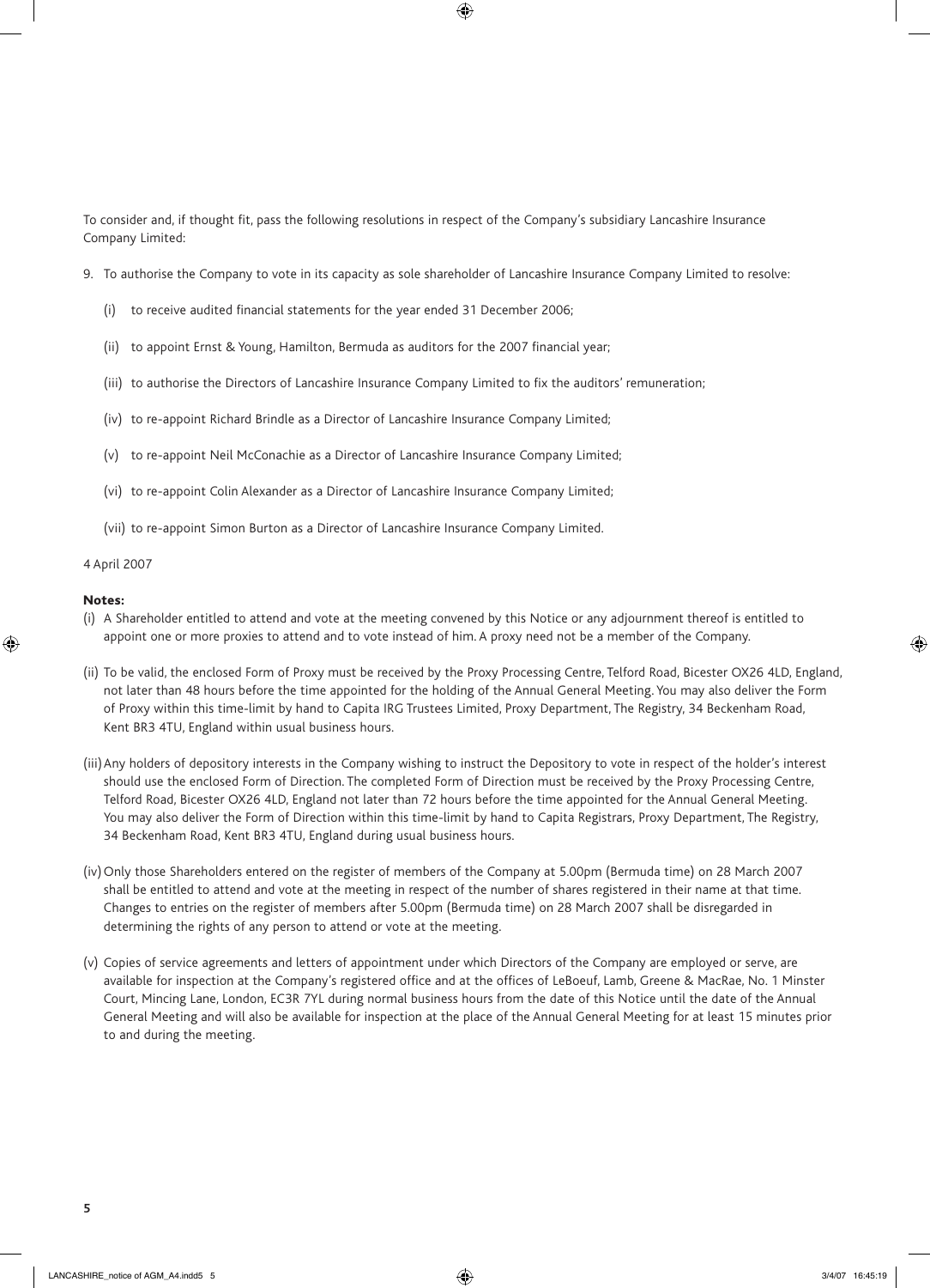To consider and, if thought fit, pass the following resolutions in respect of the Company's subsidiary Lancashire Insurance Company Limited:

9. To authorise the Company to vote in its capacity as sole shareholder of Lancashire Insurance Company Limited to resolve:

   (i) to receive audited financial statements for the year ended 31 December 2006;

   (ii) to appoint Ernst & Young, Hamilton, Bermuda as auditors for the 2007 financial year;

   (iii) to authorise the Directors of Lancashire Insurance Company Limited to fix the auditors' remuneration;

   (iv) to re-appoint Richard Brindle as a Director of Lancashire Insurance Company Limited;

   (v) to re-appoint Neil McConachie as a Director of Lancashire Insurance Company Limited;

   (vi) to re-appoint Colin Alexander as a Director of Lancashire Insurance Company Limited;

   (vii) to re-appoint Simon Burton as a Director of Lancashire Insurance Company Limited.

4 April 2007

**Notes:**

(i) A Shareholder entitled to attend and vote at the meeting convened by this Notice or any adjournment thereof is entitled to appoint one or more proxies to attend and to vote instead of him. A proxy need not be a member of the Company.

(ii) To be valid, the enclosed Form of Proxy must be received by the Proxy Processing Centre, Telford Road, Bicester OX26 4LD, England, not later than 48 hours before the time appointed for the holding of the Annual General Meeting. You may also deliver the Form of Proxy within this time-limit by hand to Capita IRG Trustees Limited, Proxy Department, The Registry, 34 Beckenham Road, Kent BR3 4TU, England within usual business hours.

(iii) Any holders of depository interests in the Company wishing to instruct the Depository to vote in respect of the holder's interest should use the enclosed Form of Direction. The completed Form of Direction must be received by the Proxy Processing Centre, Telford Road, Bicester OX26 4LD, England not later than 72 hours before the time appointed for the Annual General Meeting. You may also deliver the Form of Direction within this time-limit by hand to Capita Registrars, Proxy Department, The Registry, 34 Beckenham Road, Kent BR3 4TU, England during usual business hours.

(iv) Only those Shareholders entered on the register of members of the Company at 5.00pm (Bermuda time) on 28 March 2007 shall be entitled to attend and vote at the meeting in respect of the number of shares registered in their name at that time. Changes to entries on the register of members after 5.00pm (Bermuda time) on 28 March 2007 shall be disregarded in determining the rights of any person to attend or vote at the meeting.

(v) Copies of service agreements and letters of appointment under which Directors of the Company are employed or serve, are available for inspection at the Company's registered office and at the offices of LeBoeuf, Lamb, Greene & MacRae, No. 1 Minster Court, Mincing Lane, London, EC3R 7YL during normal business hours from the date of this Notice until the date of the Annual General Meeting and will also be available for inspection at the place of the Annual General Meeting for at least 15 minutes prior to and during the meeting.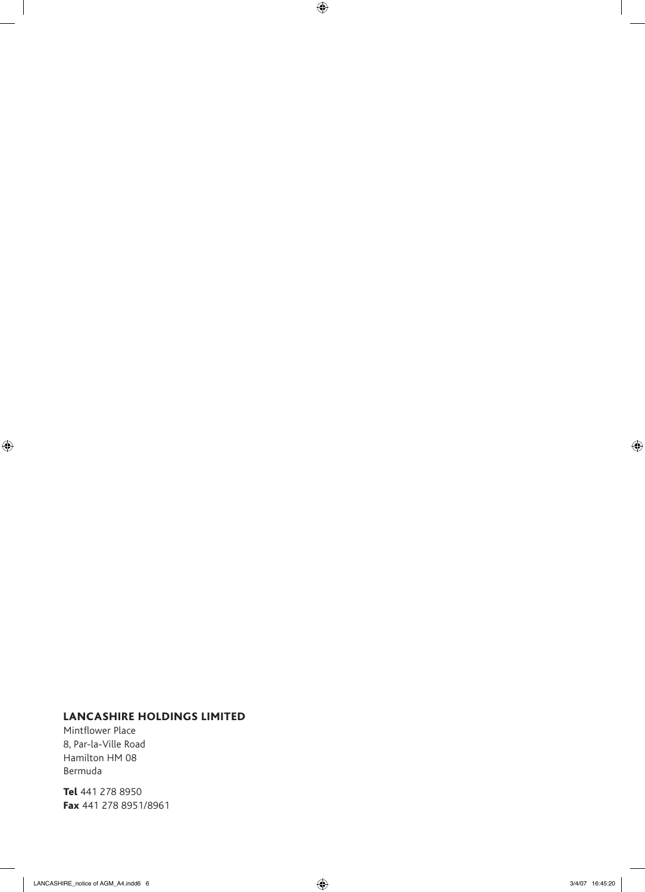**LANCASHIRE HOLDINGS LIMITED**

Mintflower Place
8, Par-la-Ville Road
Hamilton HM 08
Bermuda

**Tel** 441 278 8950
**Fax** 441 278 8951/8961